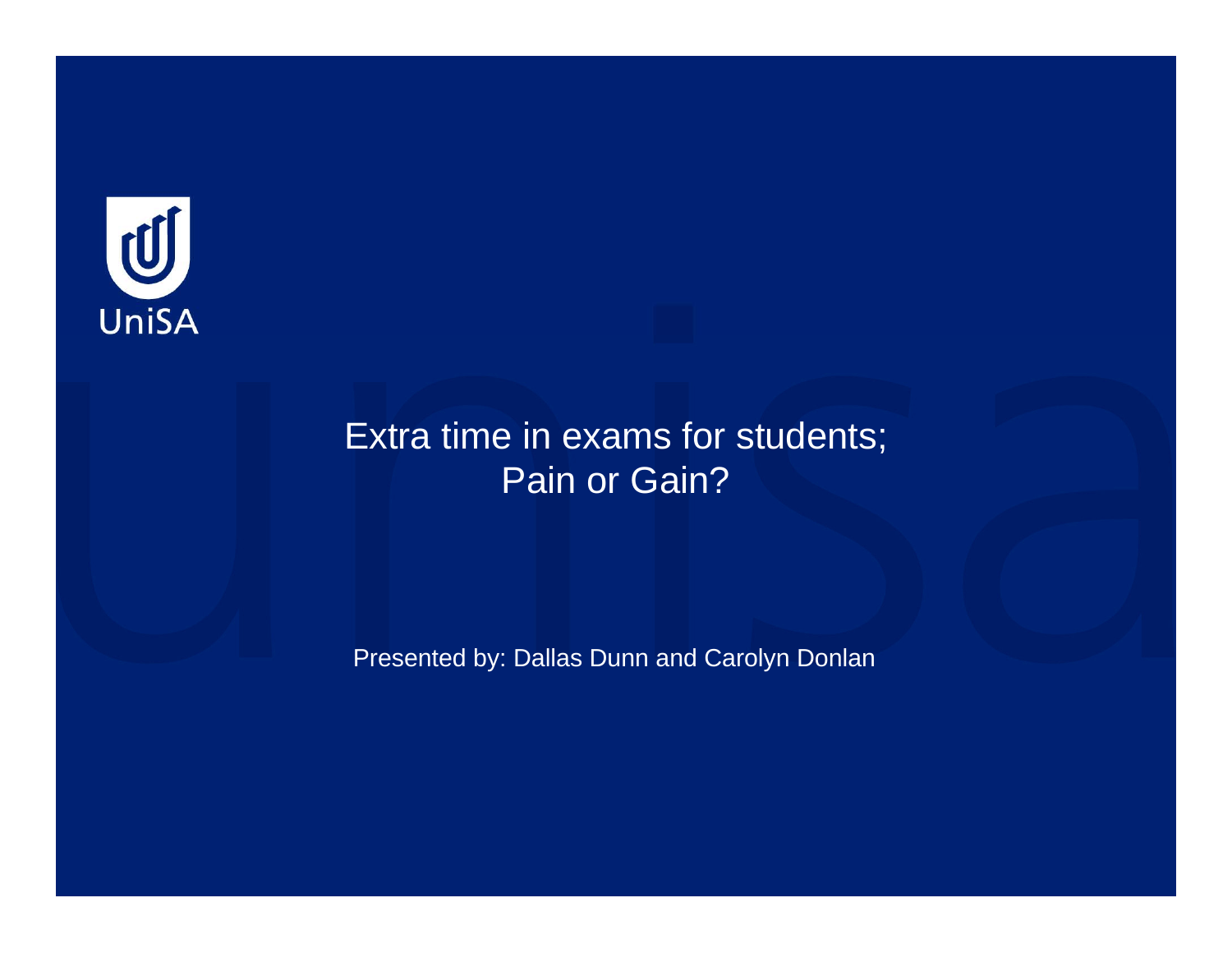UniSA

# Extra time in exams for students; Pain or Gain?

Presented by: Dallas Dunn and Carolyn Donlan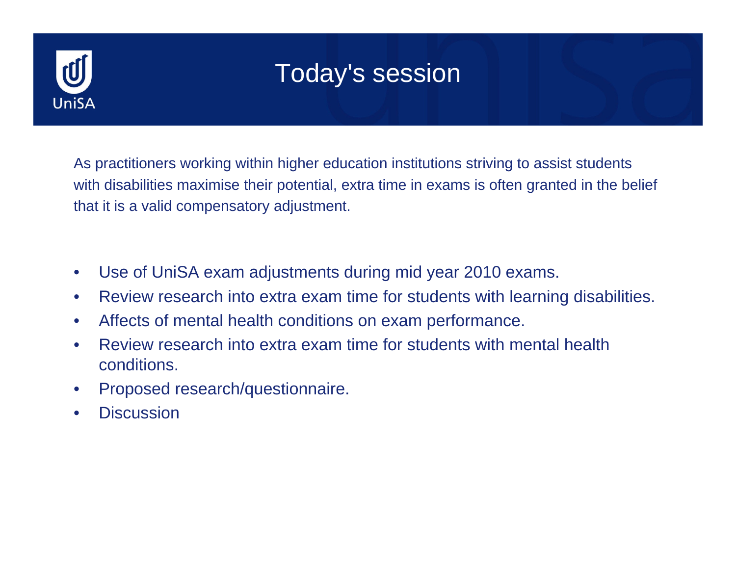# Today's session

As practitioners working within higher education institutions striving to assist students with disabilities maximise their potential, extra time in exams is often granted in the belief that it is a valid compensatory adjustment.

- Use of UniSA exam adjustments during mid year 2010 exams.
- Review research into extra exam time for students with learning disabilities.
- Affects of mental health conditions on exam performance.
- Review research into extra exam time for students with mental health conditions.
- Proposed research/questionnaire.
- Discussion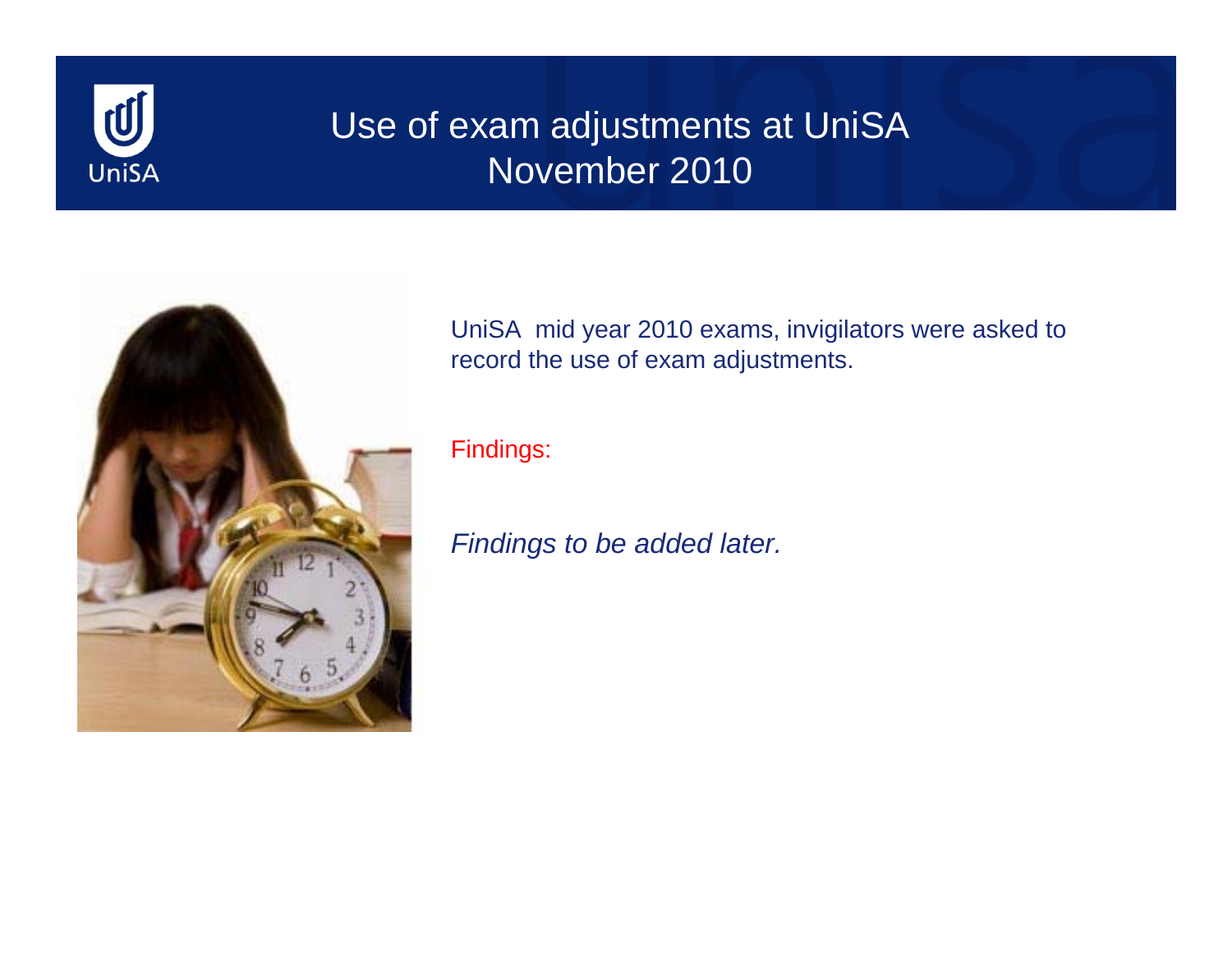# Use of exam adjustments at UniSA November 2010

UniSA  mid year 2010 exams, invigilators were asked to record the use of exam adjustments.

Findings:

*Findings to be added later.*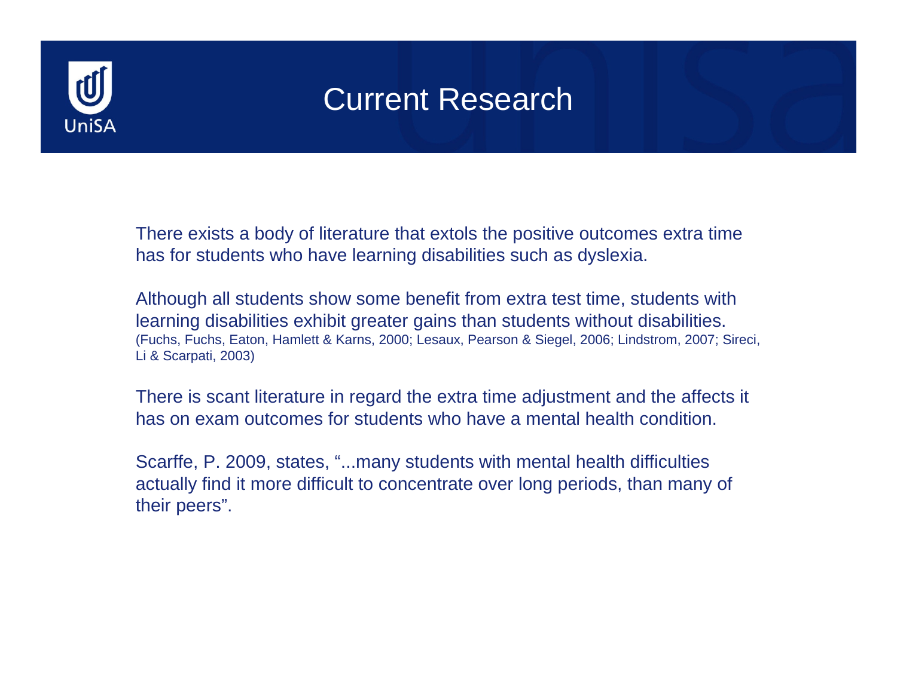# Current Research

There exists a body of literature that extols the positive outcomes extra time has for students who have learning disabilities such as dyslexia.

Although all students show some benefit from extra test time, students with learning disabilities exhibit greater gains than students without disabilities. (Fuchs, Fuchs, Eaton, Hamlett & Karns, 2000; Lesaux, Pearson & Siegel, 2006; Lindstrom, 2007; Sireci, Li & Scarpati, 2003)

There is scant literature in regard the extra time adjustment and the affects it has on exam outcomes for students who have a mental health condition.

Scarffe, P. 2009, states, "...many students with mental health difficulties actually find it more difficult to concentrate over long periods, than many of their peers".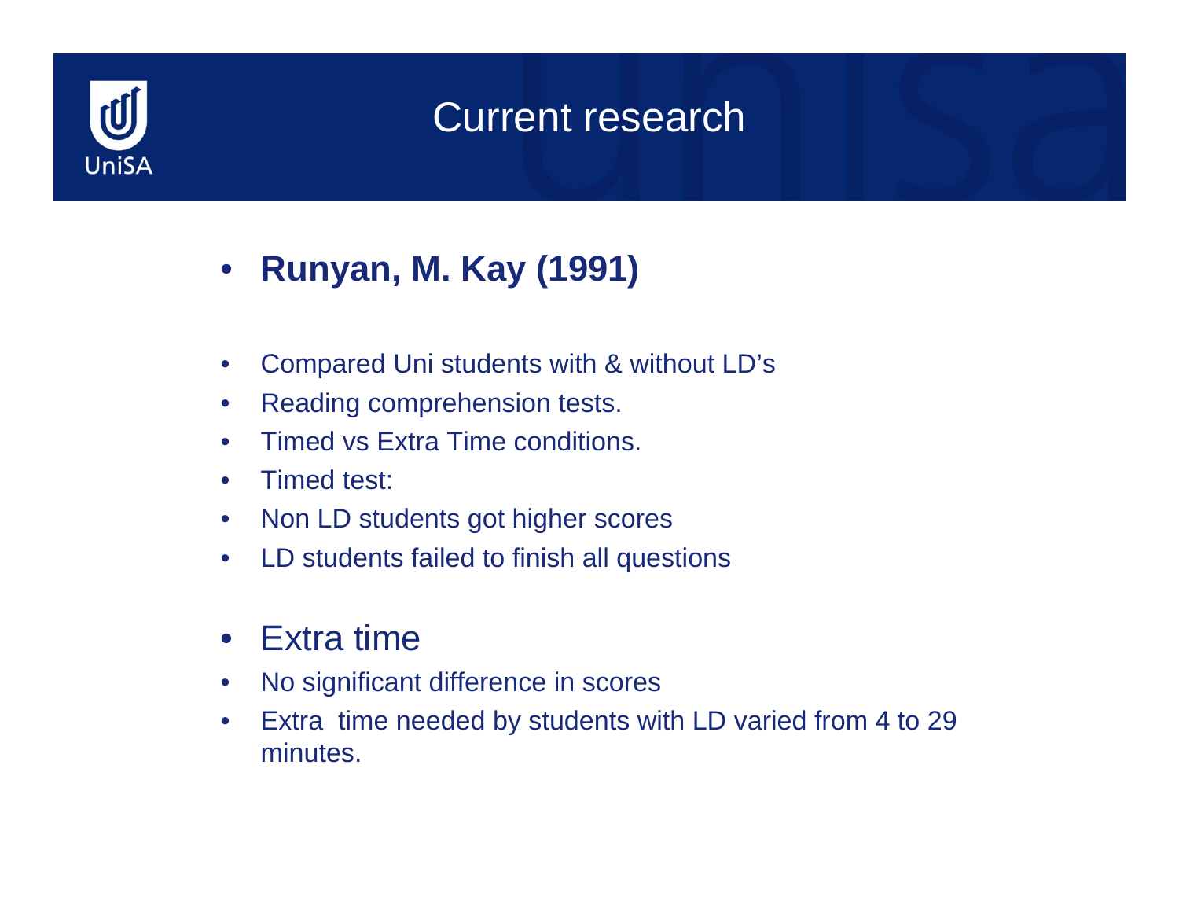# Current research

- **Runyan, M. Kay (1991)**

- Compared Uni students with & without LD's
- Reading comprehension tests.
- Timed vs Extra Time conditions.
- Timed test:
- Non LD students got higher scores
- LD students failed to finish all questions

- Extra time
- No significant difference in scores
- Extra time needed by students with LD varied from 4 to 29 minutes.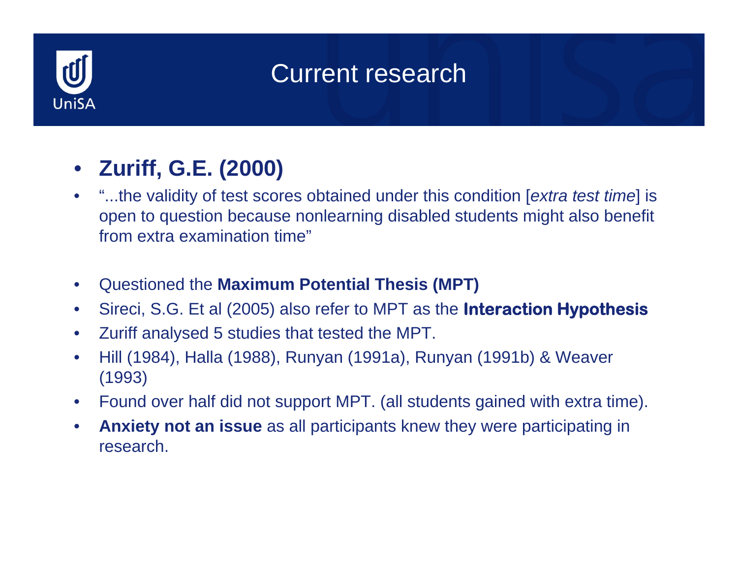# Current research

- **Zuriff, G.E. (2000)**
- "...the validity of test scores obtained under this condition [*extra test time*] is open to question because nonlearning disabled students might also benefit from extra examination time"
- Questioned the **Maximum Potential Thesis (MPT)**
- Sireci, S.G. Et al (2005) also refer to MPT as the **Interaction Hypothesis**
- Zuriff analysed 5 studies that tested the MPT.
- Hill (1984), Halla (1988), Runyan (1991a), Runyan (1991b) & Weaver (1993)
- Found over half did not support MPT. (all students gained with extra time).
- **Anxiety not an issue** as all participants knew they were participating in research.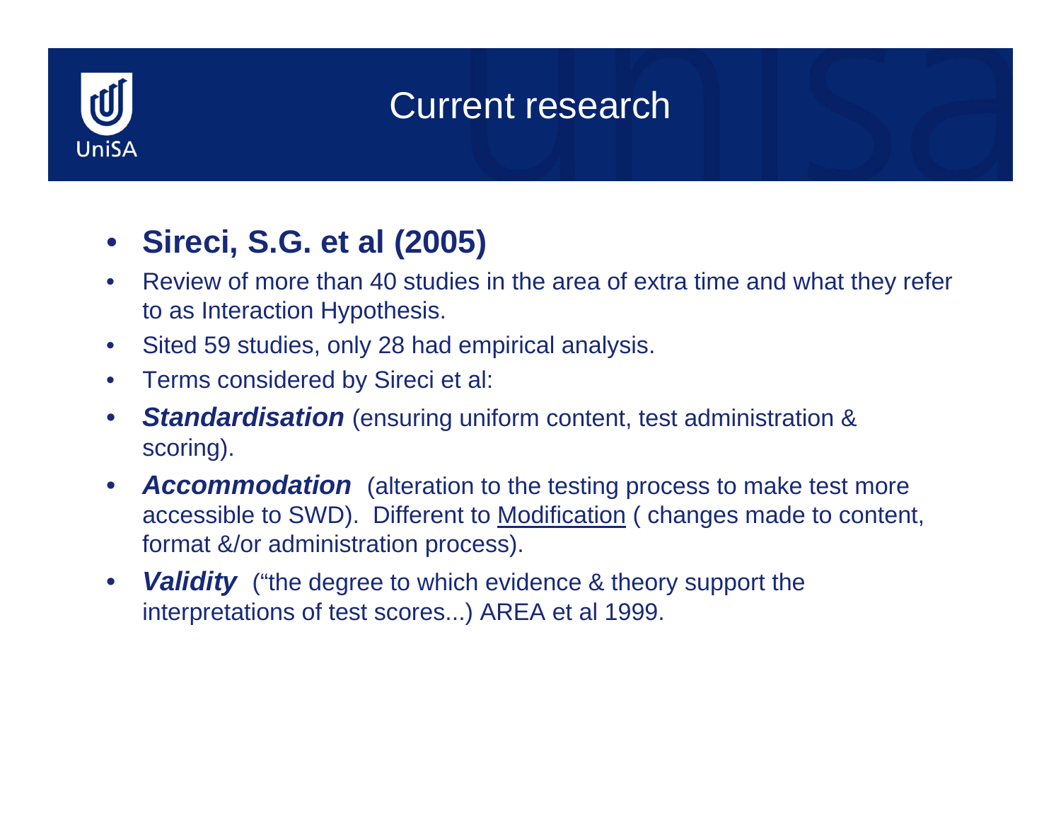# Current research

- **Sireci, S.G. et al (2005)**
- Review of more than 40 studies in the area of extra time and what they refer to as Interaction Hypothesis.
- Sited 59 studies, only 28 had empirical analysis.
- Terms considered by Sireci et al:
- ***Standardisation*** (ensuring uniform content, test administration & scoring).
- ***Accommodation*** (alteration to the testing process to make test more accessible to SWD). Different to <u>Modification</u> ( changes made to content, format &/or administration process).
- ***Validity*** ("the degree to which evidence & theory support the interpretations of test scores...) AREA et al 1999.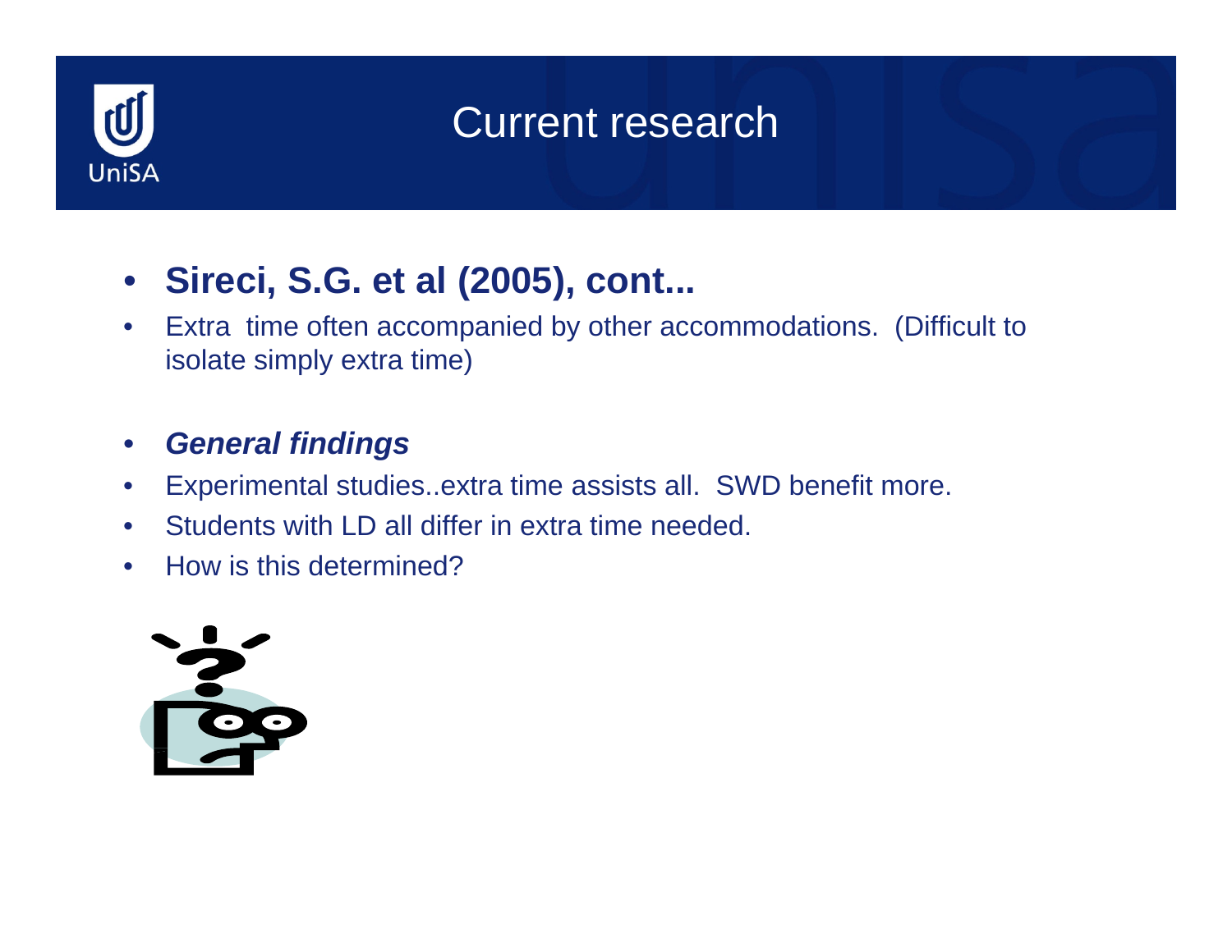# Current research

- **Sireci, S.G. et al (2005), cont...**
- Extra time often accompanied by other accommodations. (Difficult to isolate simply extra time)

- ***General findings***
- Experimental studies..extra time assists all. SWD benefit more.
- Students with LD all differ in extra time needed.
- How is this determined?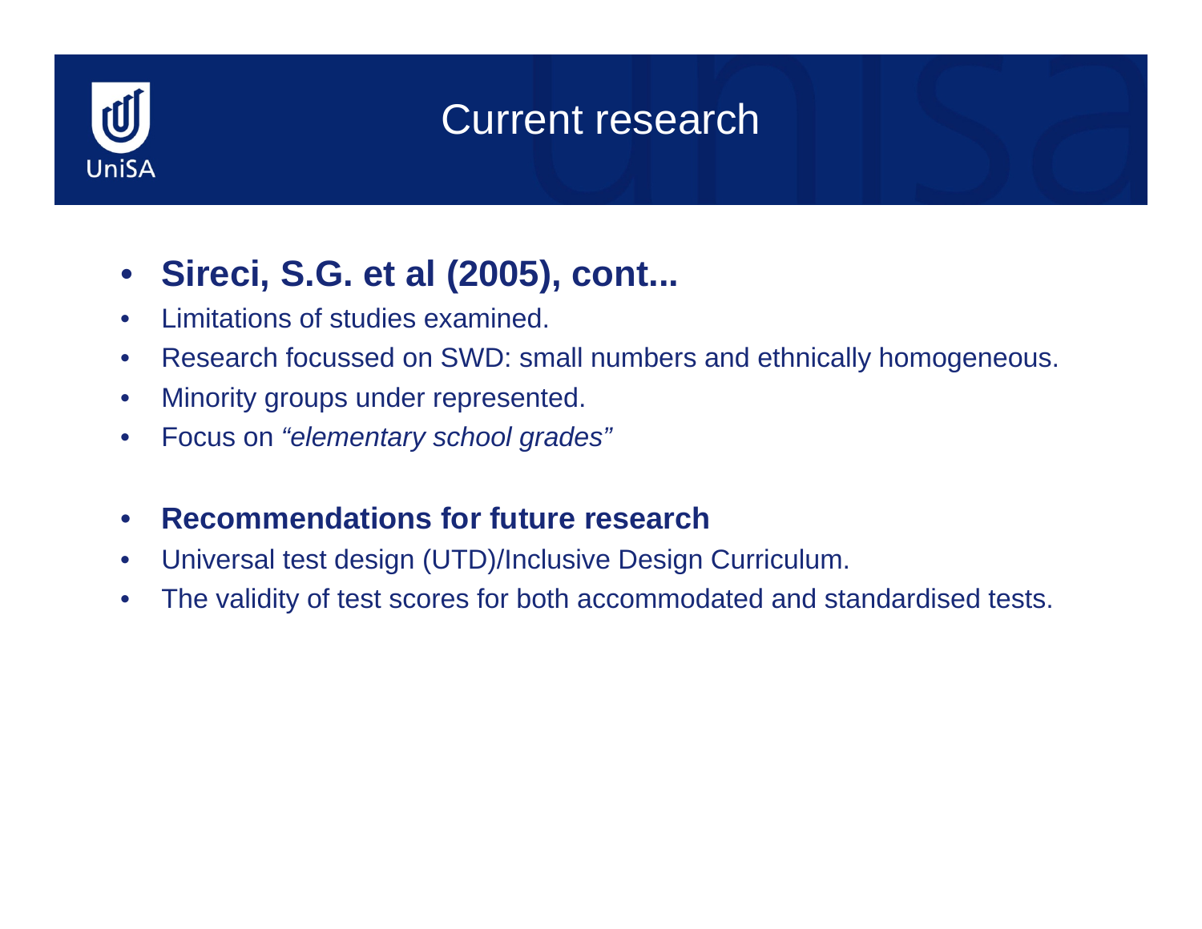# Current research

- **Sireci, S.G. et al (2005), cont...**
- Limitations of studies examined.
- Research focussed on SWD: small numbers and ethnically homogeneous.
- Minority groups under represented.
- Focus on *"elementary school grades"*

- **Recommendations for future research**
- Universal test design (UTD)/Inclusive Design Curriculum.
- The validity of test scores for both accommodated and standardised tests.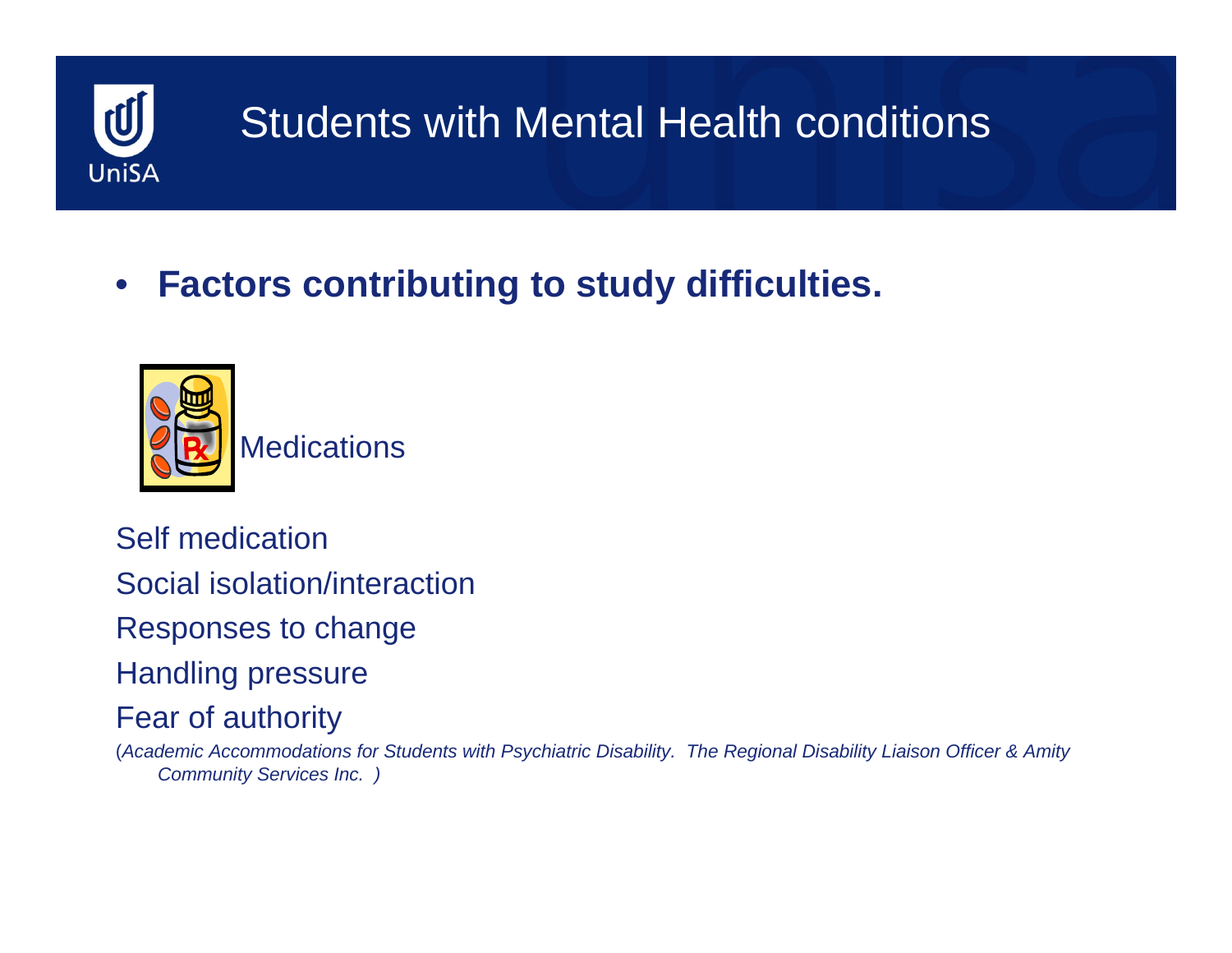# Students with Mental Health conditions

- **Factors contributing to study difficulties.**

Medications

Self medication

Social isolation/interaction

Responses to change

Handling pressure

Fear of authority

(*Academic Accommodations for Students with Psychiatric Disability. The Regional Disability Liaison Officer & Amity Community Services Inc. )*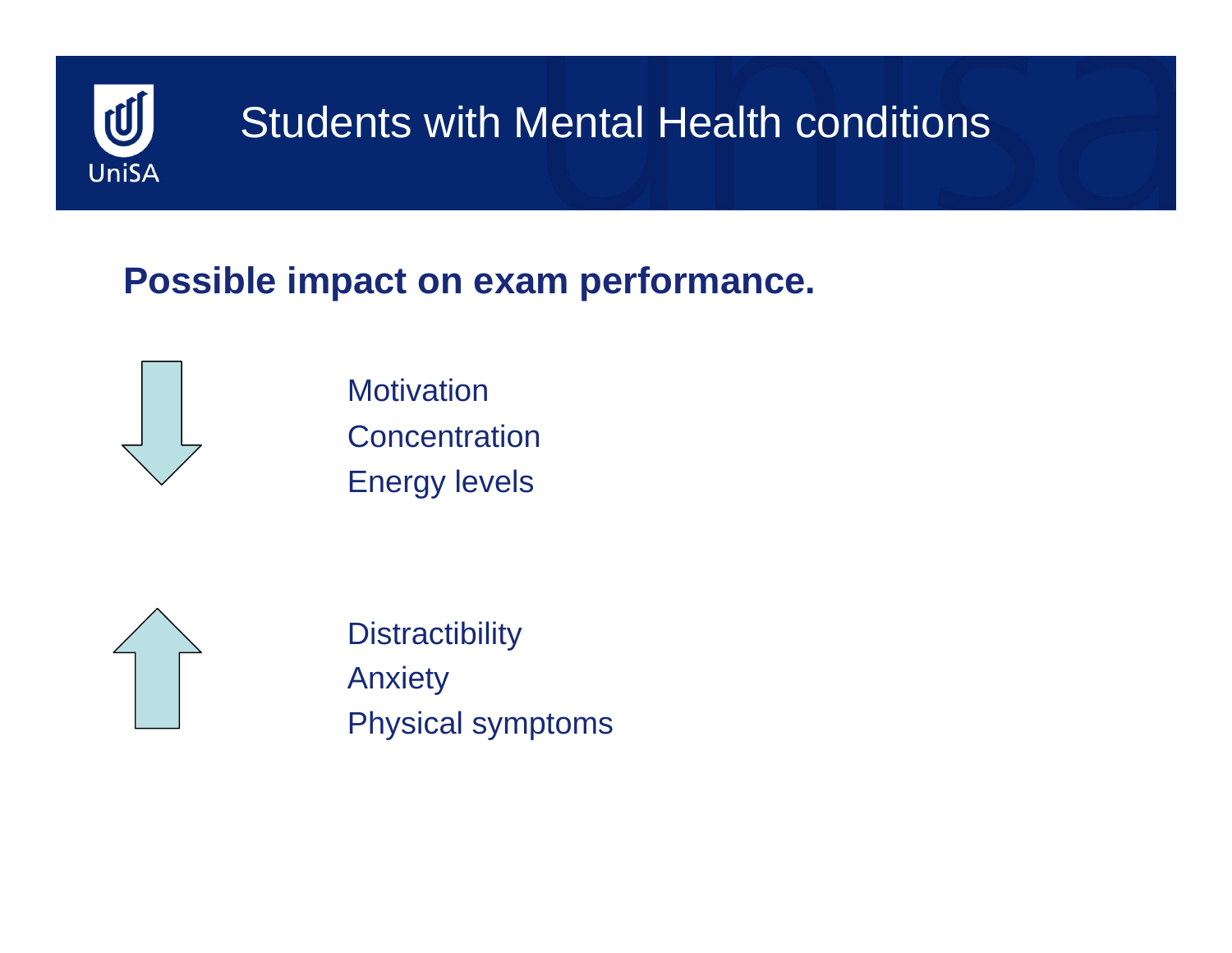# Students with Mental Health conditions

## Possible impact on exam performance.

↓

- Motivation
- Concentration
- Energy levels

↑

- Distractibility
- Anxiety
- Physical symptoms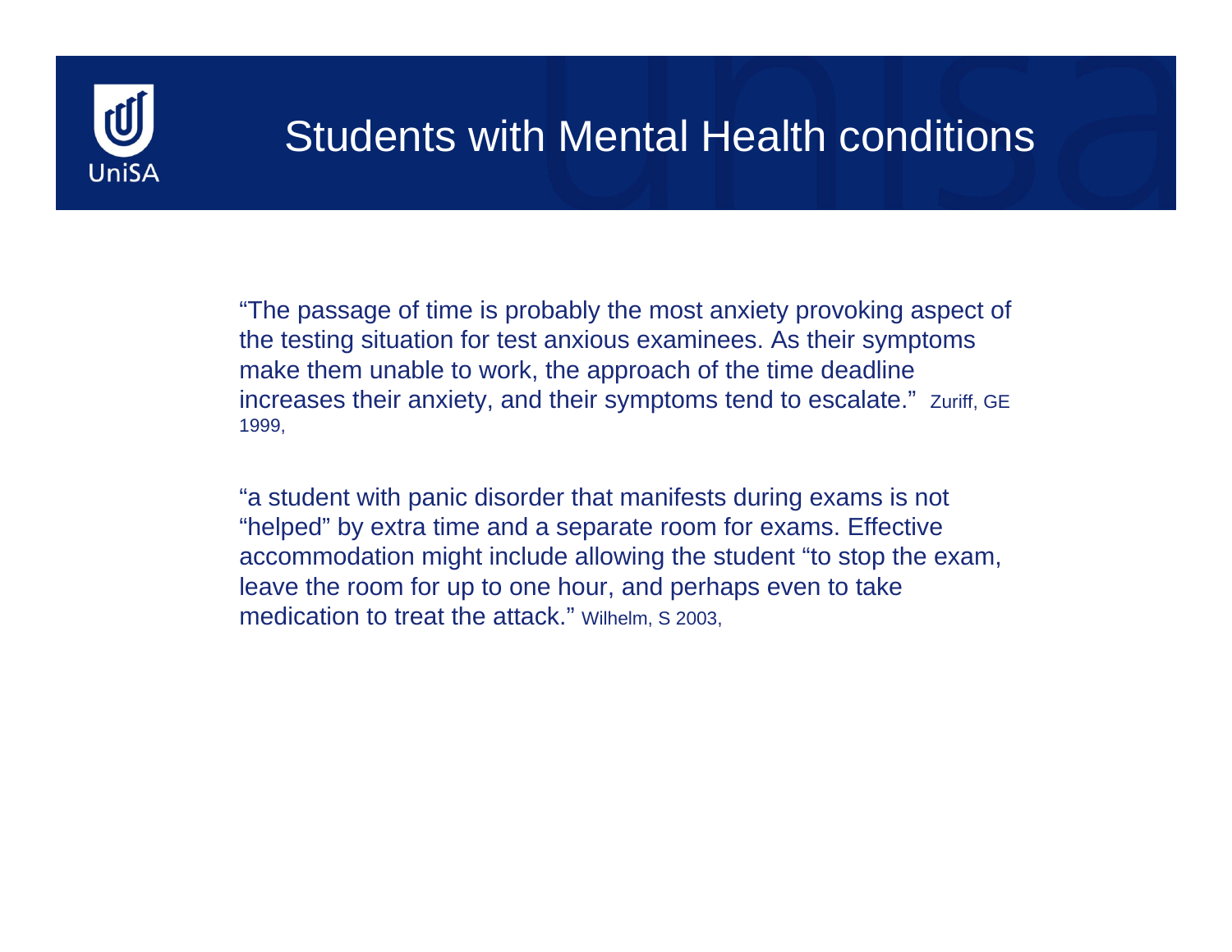# Students with Mental Health conditions

"The passage of time is probably the most anxiety provoking aspect of the testing situation for test anxious examinees. As their symptoms make them unable to work, the approach of the time deadline increases their anxiety, and their symptoms tend to escalate." Zuriff, GE 1999,

"a student with panic disorder that manifests during exams is not "helped" by extra time and a separate room for exams. Effective accommodation might include allowing the student "to stop the exam, leave the room for up to one hour, and perhaps even to take medication to treat the attack." Wilhelm, S 2003,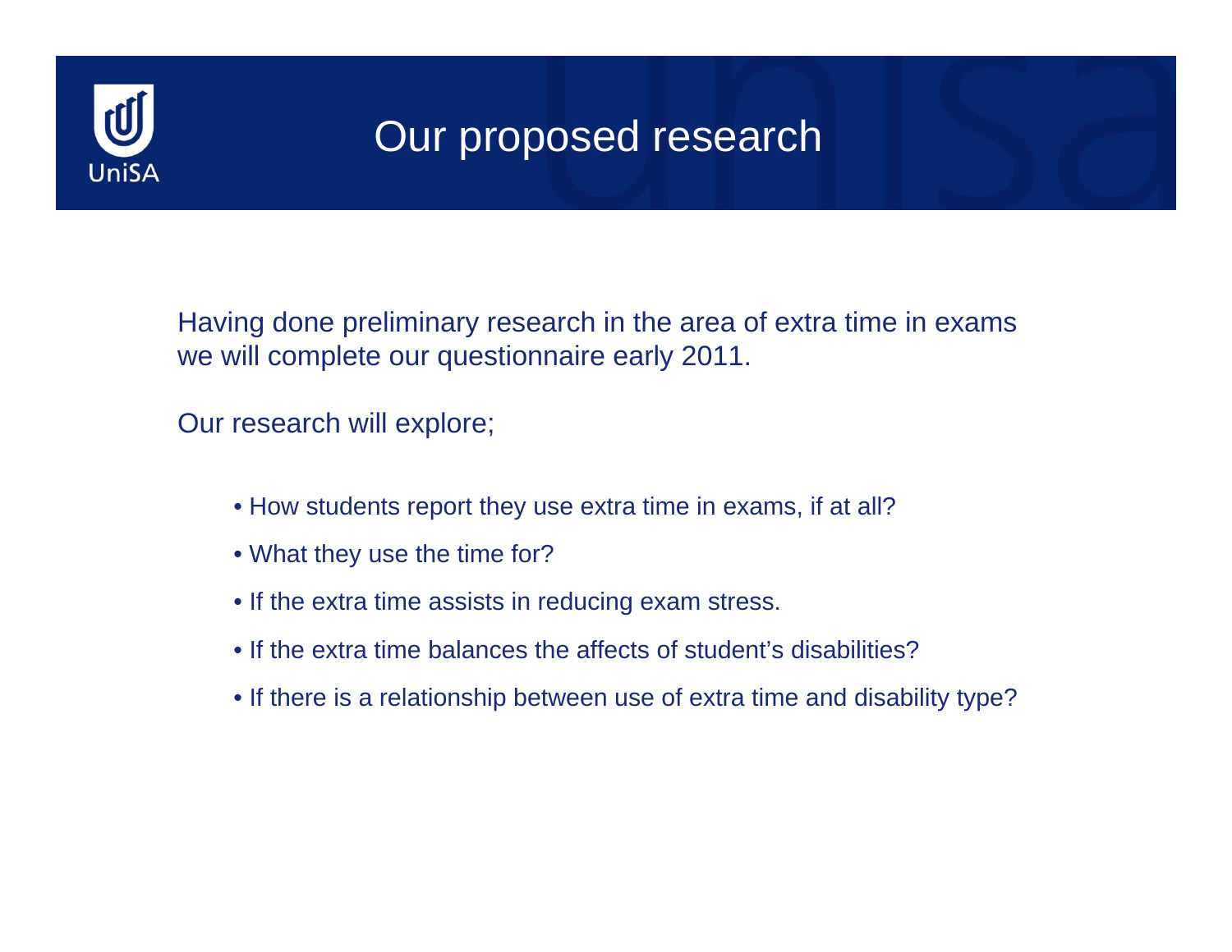# Our proposed research

Having done preliminary research in the area of extra time in exams we will complete our questionnaire early 2011.

Our research will explore;

- How students report they use extra time in exams, if at all?
- What they use the time for?
- If the extra time assists in reducing exam stress.
- If the extra time balances the affects of student's disabilities?
- If there is a relationship between use of extra time and disability type?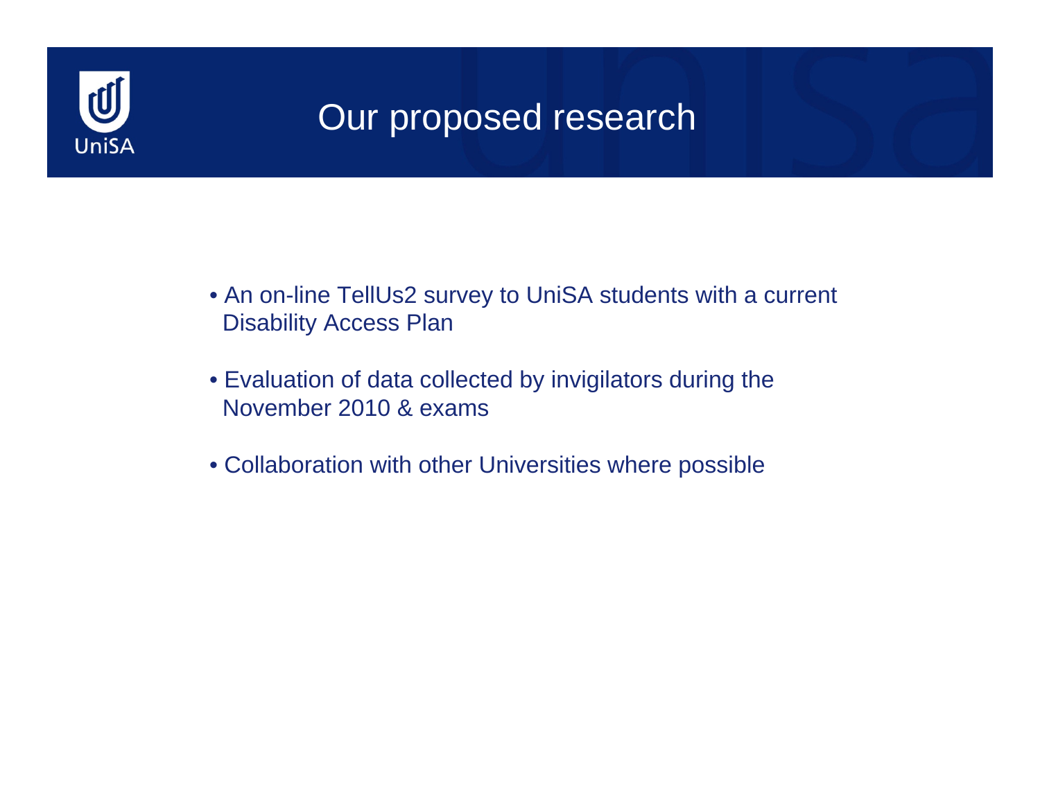# Our proposed research

- An on-line TellUs2 survey to UniSA students with a current Disability Access Plan
- Evaluation of data collected by invigilators during the November 2010 & exams
- Collaboration with other Universities where possible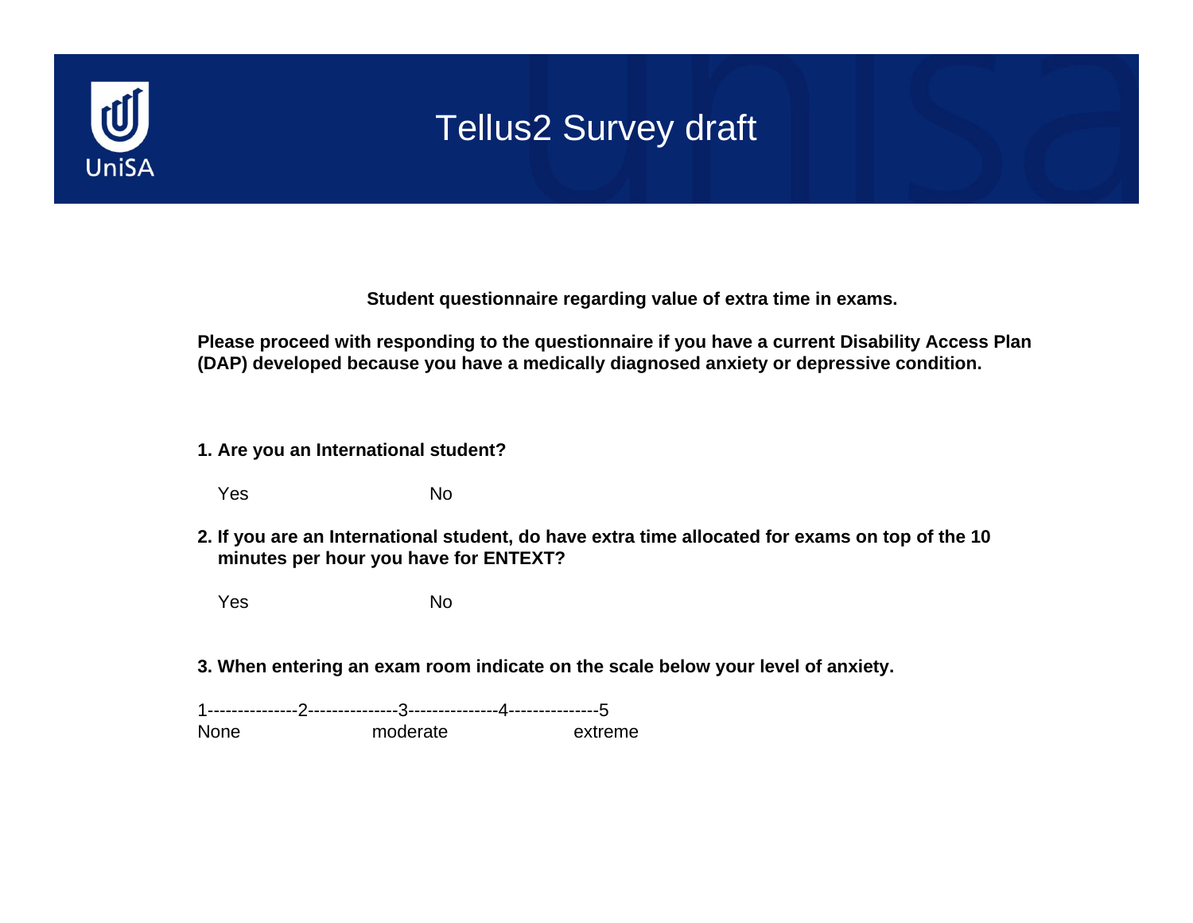# Tellus2 Survey draft

**Student questionnaire regarding value of extra time in exams.**

**Please proceed with responding to the questionnaire if you have a current Disability Access Plan (DAP) developed because you have a medically diagnosed anxiety or depressive condition.**

**1. Are you an International student?**

Yes No

**2. If you are an International student, do have extra time allocated for exams on top of the 10 minutes per hour you have for ENTEXT?**

Yes No

**3. When entering an exam room indicate on the scale below your level of anxiety.**

1---------------2---------------3---------------4---------------5

None moderate extreme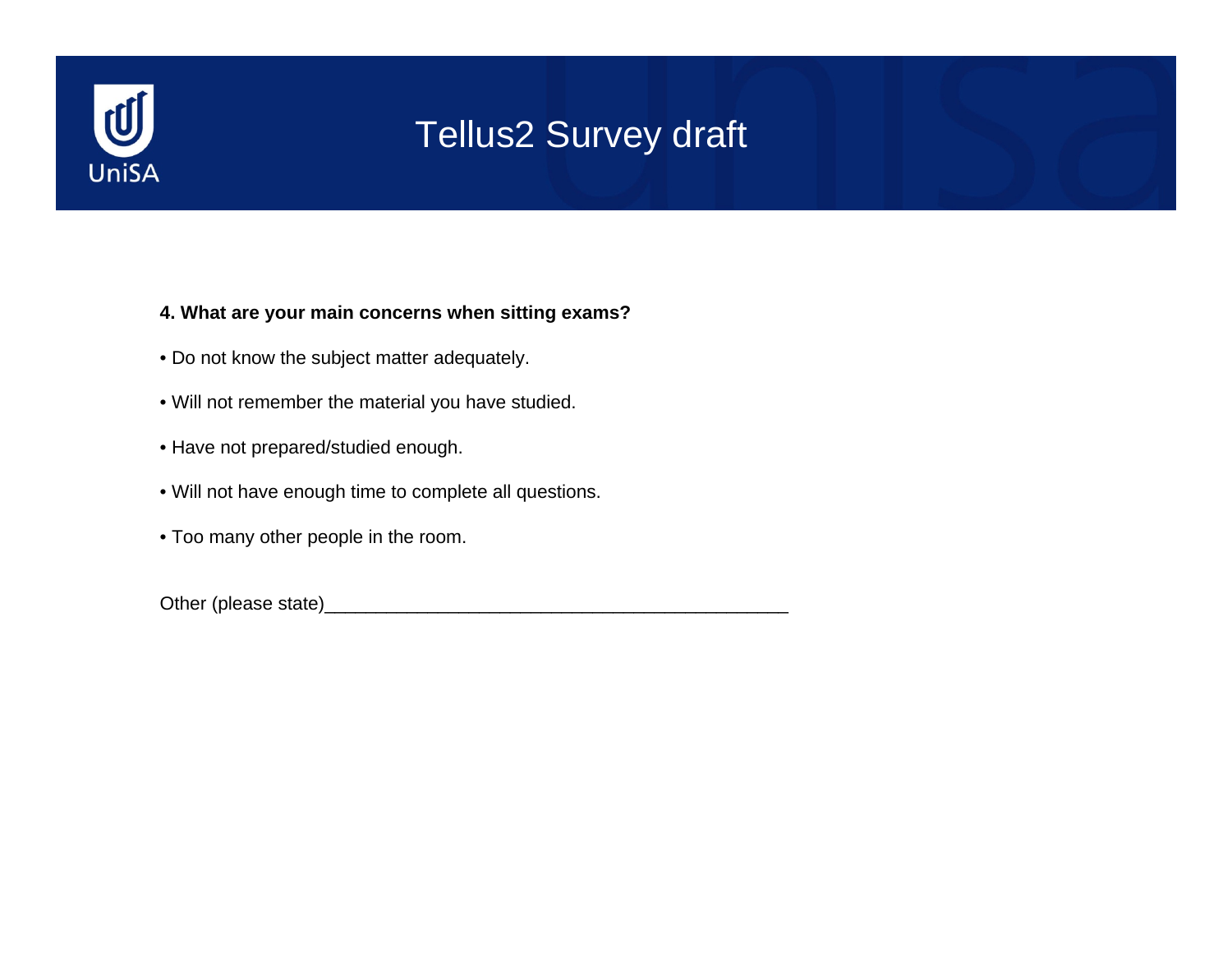# Tellus2 Survey draft

**4. What are your main concerns when sitting exams?**

- Do not know the subject matter adequately.
- Will not remember the material you have studied.
- Have not prepared/studied enough.
- Will not have enough time to complete all questions.
- Too many other people in the room.

Other (please state)_____________________________________________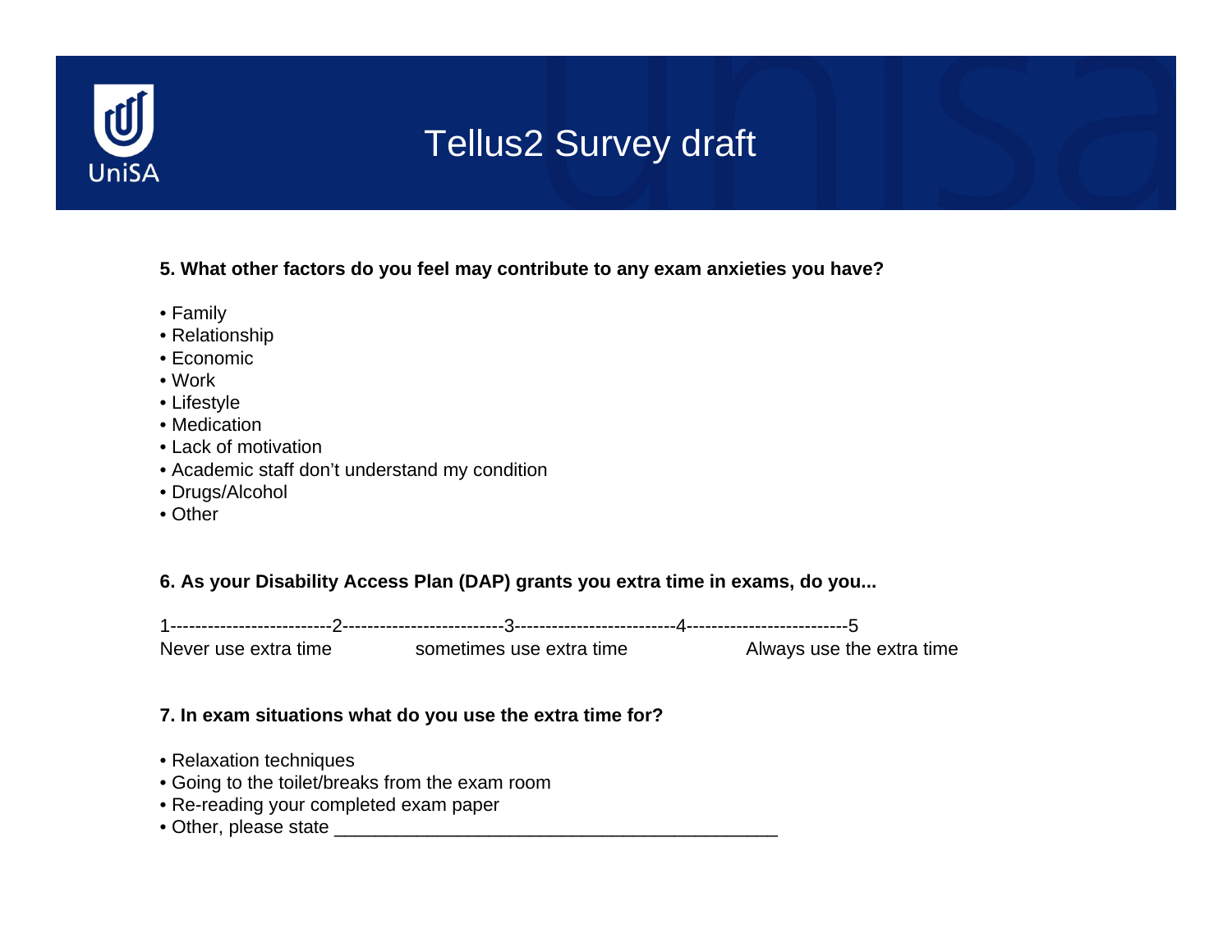# Tellus2 Survey draft

**5. What other factors do you feel may contribute to any exam anxieties you have?**

- Family
- Relationship
- Economic
- Work
- Lifestyle
- Medication
- Lack of motivation
- Academic staff don't understand my condition
- Drugs/Alcohol
- Other

**6. As your Disability Access Plan (DAP) grants you extra time in exams, do you...**

1--------------------------2--------------------------3--------------------------4--------------------------5

Never use extra time                sometimes use extra time                Always use the extra time

**7. In exam situations what do you use the extra time for?**

- Relaxation techniques
- Going to the toilet/breaks from the exam room
- Re-reading your completed exam paper
- Other, please state ___________________________________________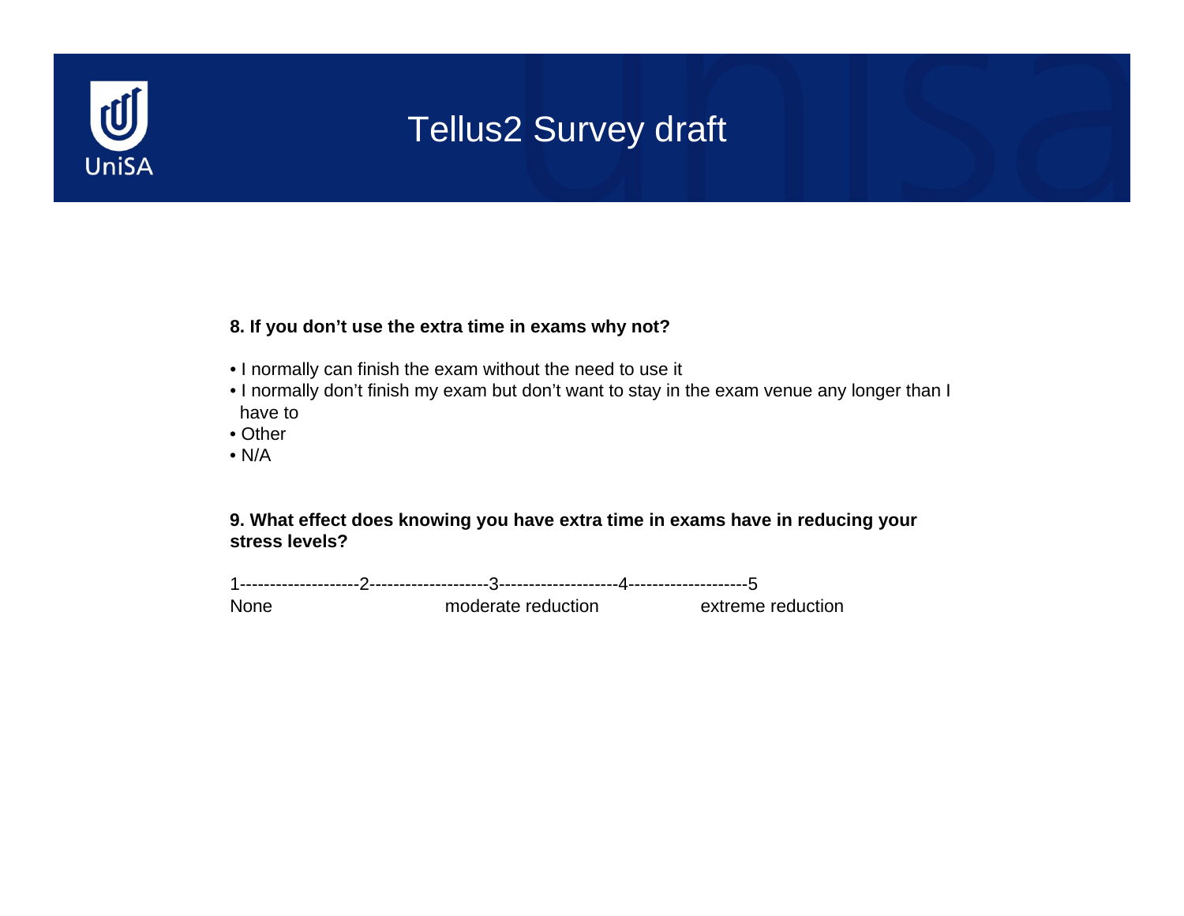# Tellus2 Survey draft

**8. If you don't use the extra time in exams why not?**

- I normally can finish the exam without the need to use it
- I normally don't finish my exam but don't want to stay in the exam venue any longer than I have to
- Other
- N/A

**9. What effect does knowing you have extra time in exams have in reducing your stress levels?**

1--------------------2--------------------3--------------------4--------------------5
None                              moderate reduction                    extreme reduction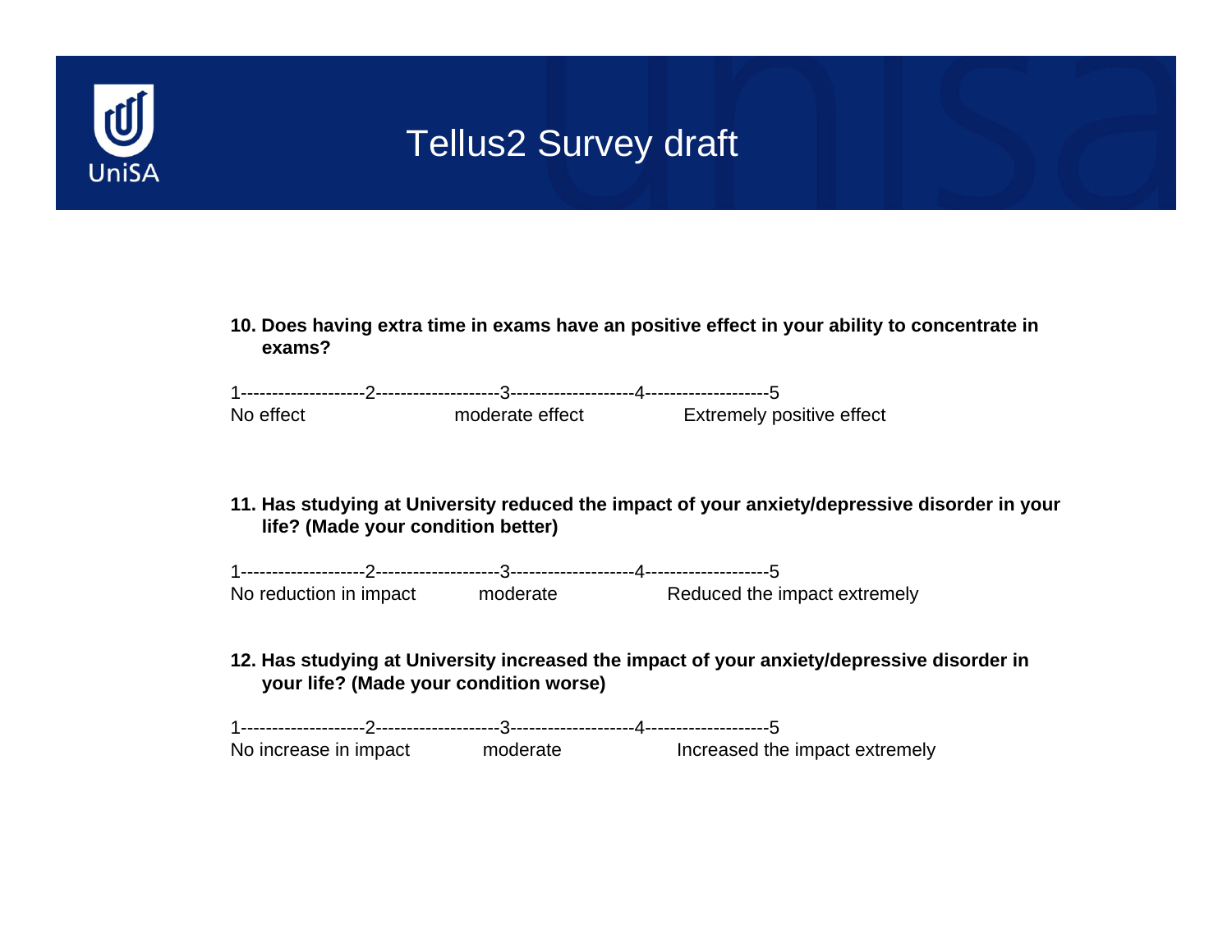# Tellus2 Survey draft

**10. Does having extra time in exams have an positive effect in your ability to concentrate in exams?**

1--------------------2--------------------3--------------------4--------------------5

No effect moderate effect Extremely positive effect

**11. Has studying at University reduced the impact of your anxiety/depressive disorder in your life? (Made your condition better)**

1--------------------2--------------------3--------------------4--------------------5

No reduction in impact moderate Reduced the impact extremely

**12. Has studying at University increased the impact of your anxiety/depressive disorder in your life? (Made your condition worse)**

1--------------------2--------------------3--------------------4--------------------5

No increase in impact moderate Increased the impact extremely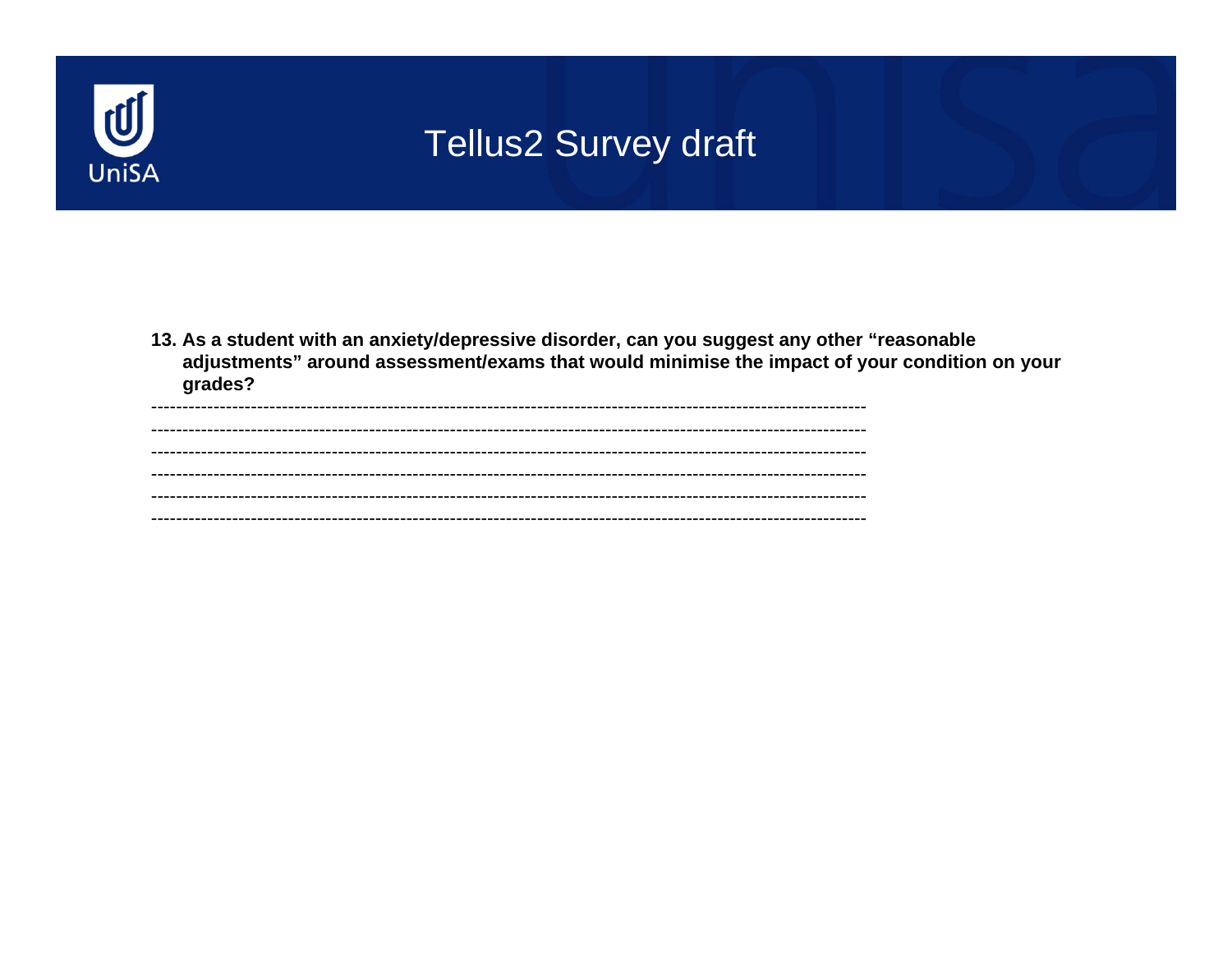# Tellus2 Survey draft

**13. As a student with an anxiety/depressive disorder, can you suggest any other "reasonable adjustments" around assessment/exams that would minimise the impact of your condition on your grades?**

-----------------------------------------------------------------------------------------------------------------

-----------------------------------------------------------------------------------------------------------------

-----------------------------------------------------------------------------------------------------------------

-----------------------------------------------------------------------------------------------------------------

-----------------------------------------------------------------------------------------------------------------

-----------------------------------------------------------------------------------------------------------------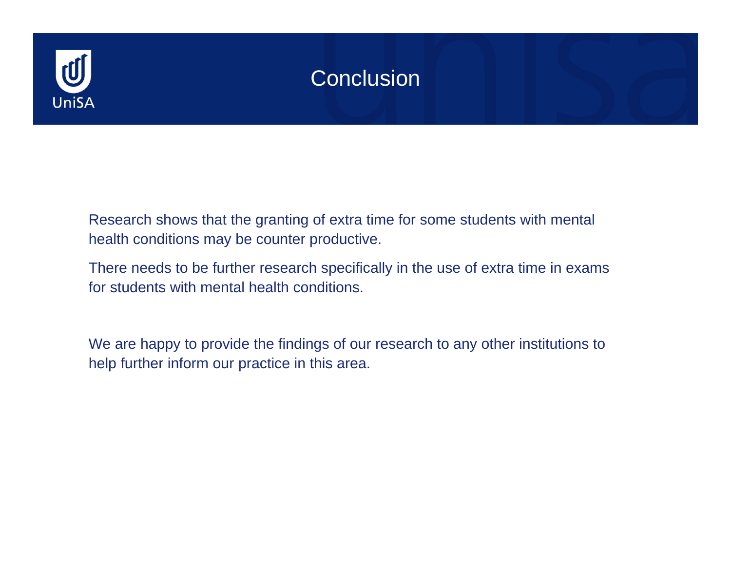# Conclusion

Research shows that the granting of extra time for some students with mental health conditions may be counter productive.

There needs to be further research specifically in the use of extra time in exams for students with mental health conditions.

We are happy to provide the findings of our research to any other institutions to help further inform our practice in this area.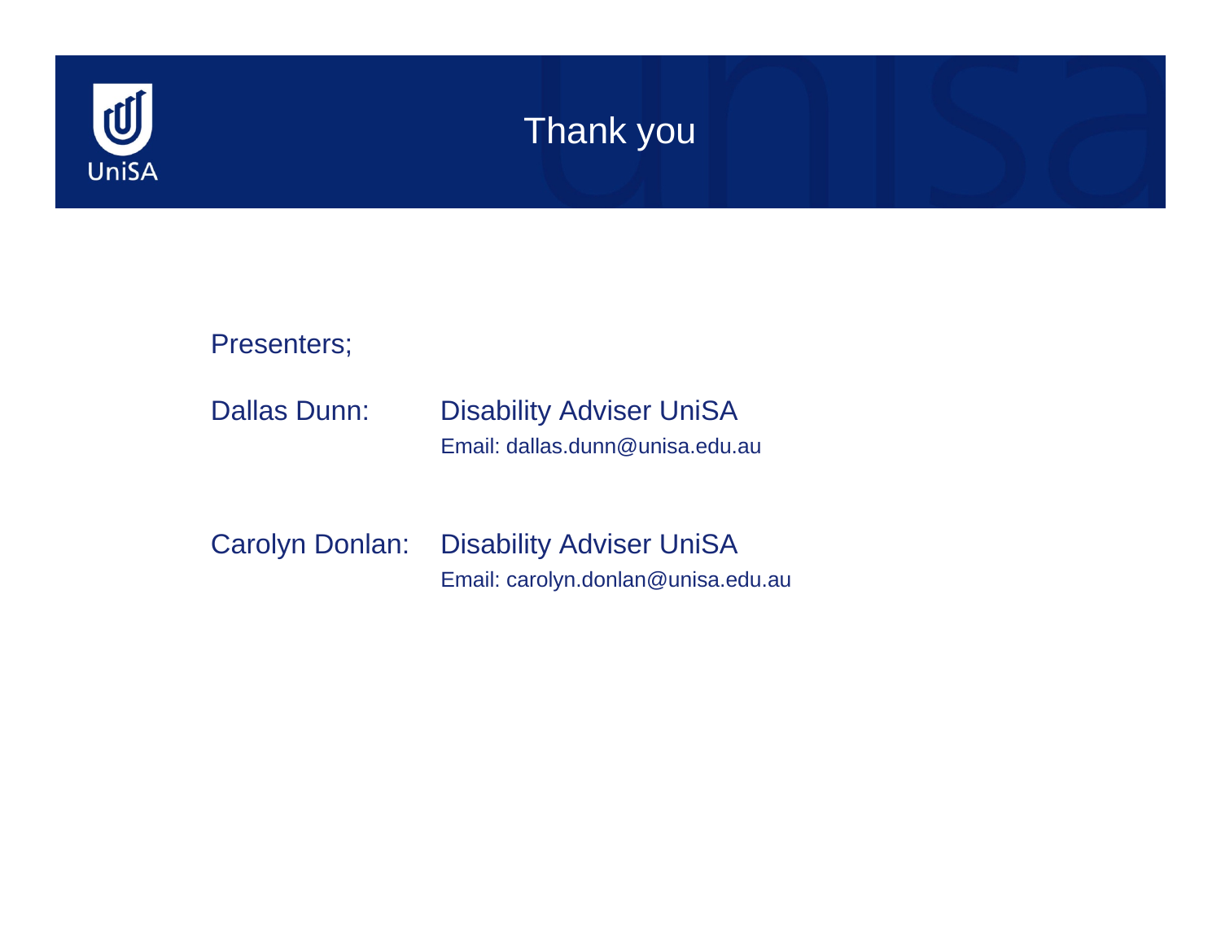# Thank you

Presenters;

Dallas Dunn: Disability Adviser UniSA
Email: dallas.dunn@unisa.edu.au

Carolyn Donlan: Disability Adviser UniSA
Email: carolyn.donlan@unisa.edu.au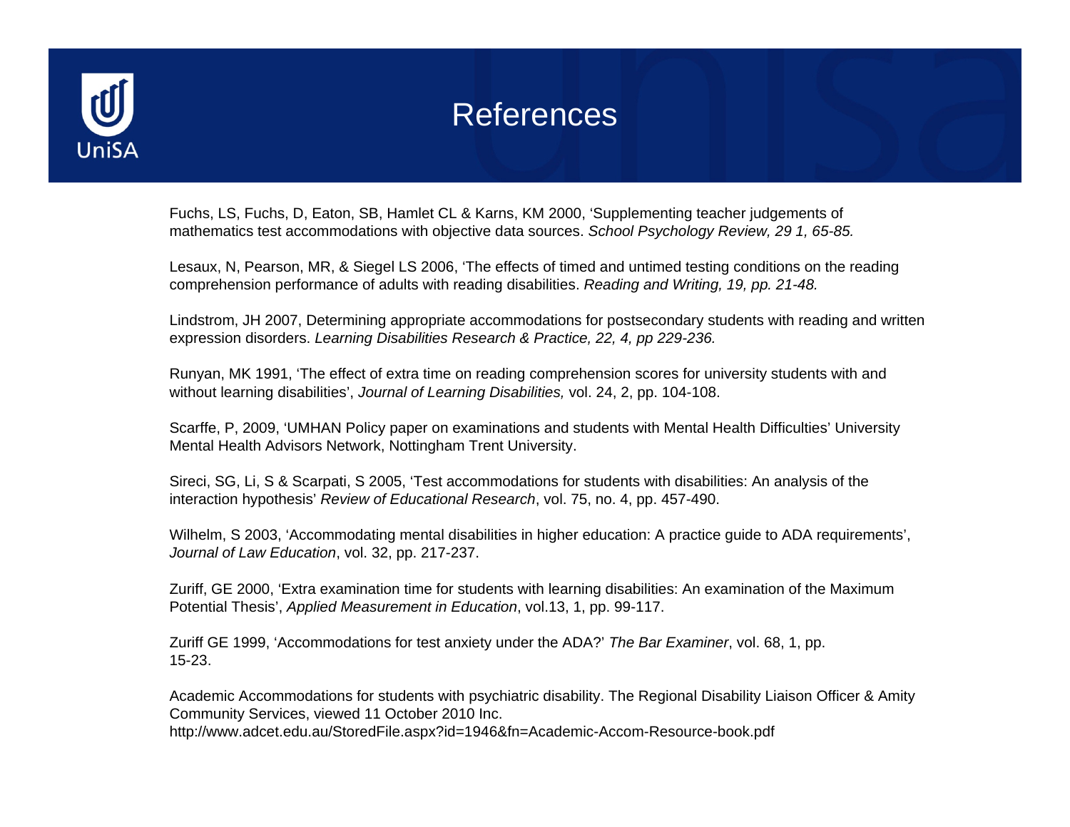# References

Fuchs, LS, Fuchs, D, Eaton, SB, Hamlet CL & Karns, KM 2000, 'Supplementing teacher judgements of mathematics test accommodations with objective data sources. *School Psychology Review, 29 1, 65-85.*

Lesaux, N, Pearson, MR, & Siegel LS 2006, 'The effects of timed and untimed testing conditions on the reading comprehension performance of adults with reading disabilities. *Reading and Writing, 19, pp. 21-48.*

Lindstrom, JH 2007, Determining appropriate accommodations for postsecondary students with reading and written expression disorders. *Learning Disabilities Research & Practice, 22, 4, pp 229-236.*

Runyan, MK 1991, 'The effect of extra time on reading comprehension scores for university students with and without learning disabilities', *Journal of Learning Disabilities,* vol. 24, 2, pp. 104-108.

Scarffe, P, 2009, 'UMHAN Policy paper on examinations and students with Mental Health Difficulties' University Mental Health Advisors Network, Nottingham Trent University.

Sireci, SG, Li, S & Scarpati, S 2005, 'Test accommodations for students with disabilities: An analysis of the interaction hypothesis' *Review of Educational Research*, vol. 75, no. 4, pp. 457-490.

Wilhelm, S 2003, 'Accommodating mental disabilities in higher education: A practice guide to ADA requirements', *Journal of Law Education*, vol. 32, pp. 217-237.

Zuriff, GE 2000, 'Extra examination time for students with learning disabilities: An examination of the Maximum Potential Thesis', *Applied Measurement in Education*, vol.13, 1, pp. 99-117.

Zuriff GE 1999, 'Accommodations for test anxiety under the ADA?' *The Bar Examiner*, vol. 68, 1, pp. 15-23.

Academic Accommodations for students with psychiatric disability. The Regional Disability Liaison Officer & Amity Community Services, viewed 11 October 2010 Inc.
http://www.adcet.edu.au/StoredFile.aspx?id=1946&fn=Academic-Accom-Resource-book.pdf